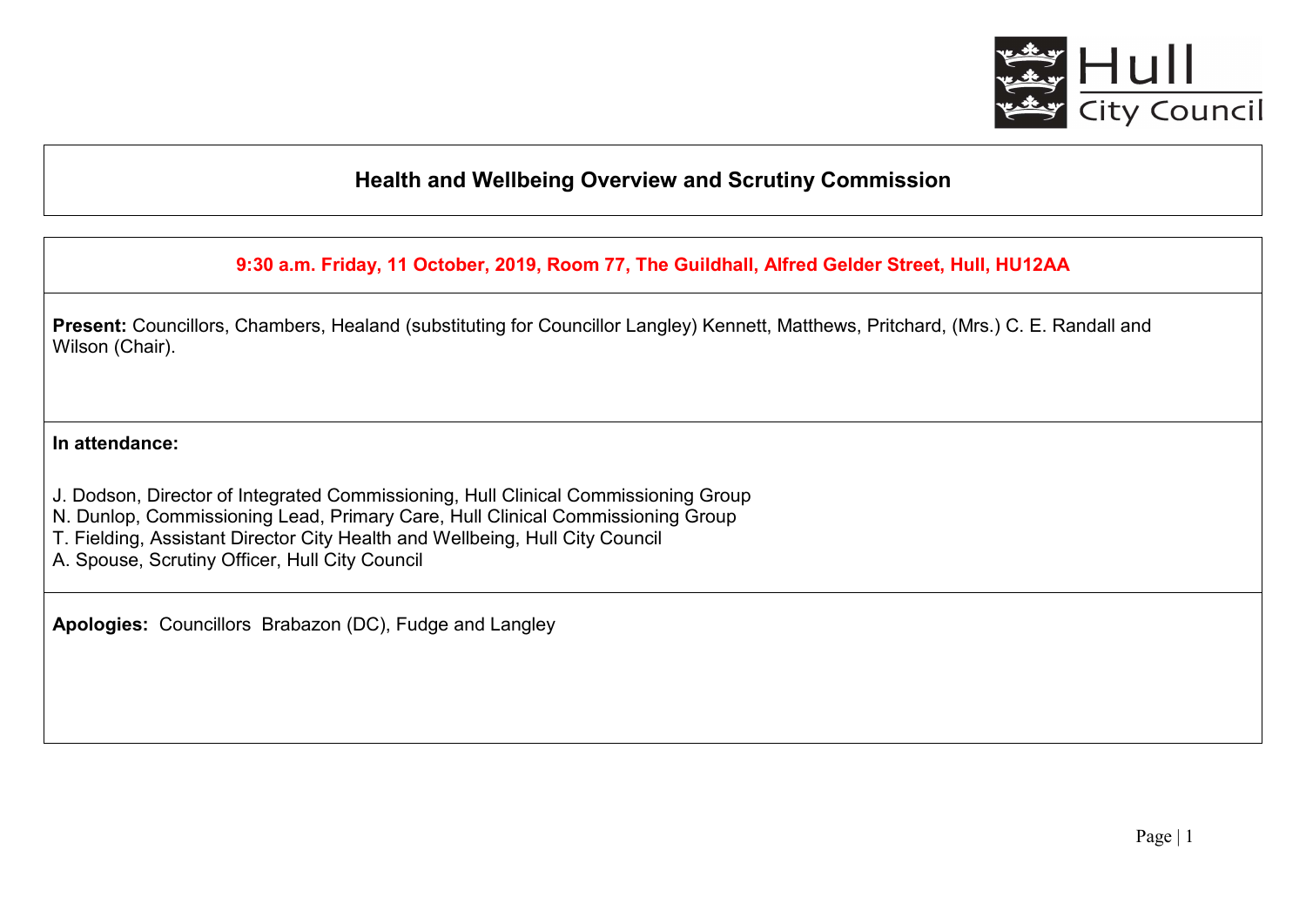# Health and Wellbeing Overview and Scrutiny Commission

**9:30 a.m. Friday, 11 October, 2019, Room 77, The Guildhall, Alfred Gelder Street, Hull, HU12AA**

**Present:** Councillors, Chambers, Healand (substituting for Councillor Langley) Kennett, Matthews, Pritchard, (Mrs.) C. E. Randall and Wilson (Chair).

**In attendance:**

J. Dodson, Director of Integrated Commissioning, Hull Clinical Commissioning Group
N. Dunlop, Commissioning Lead, Primary Care, Hull Clinical Commissioning Group
T. Fielding, Assistant Director City Health and Wellbeing, Hull City Council
A. Spouse, Scrutiny Officer, Hull City Council

**Apologies:** Councillors Brabazon (DC), Fudge and Langley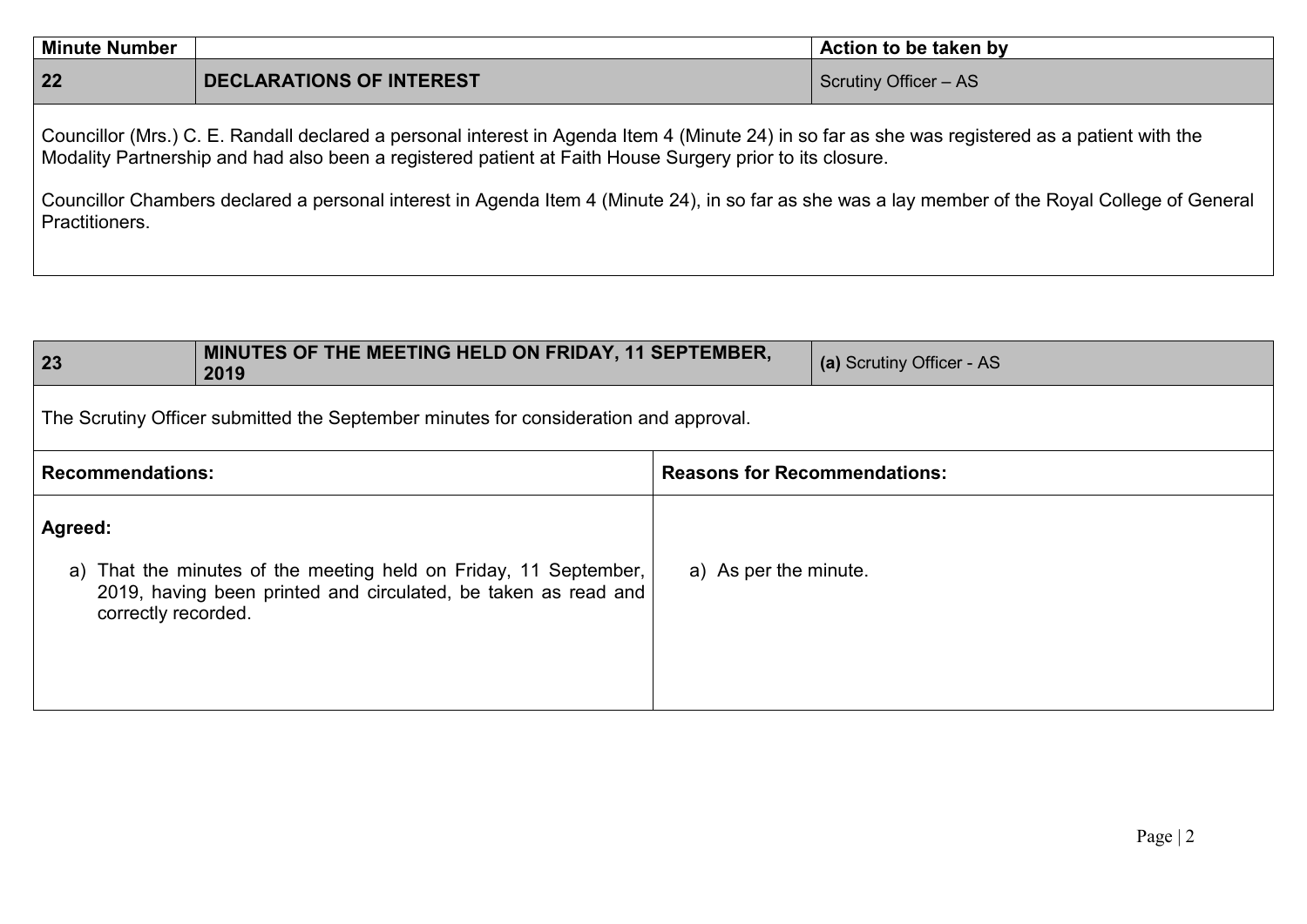| Minute Number | | Action to be taken by |
|---|---|---|
| **22** | **DECLARATIONS OF INTEREST** | Scrutiny Officer – AS |

Councillor (Mrs.) C. E. Randall declared a personal interest in Agenda Item 4 (Minute 24) in so far as she was registered as a patient with the Modality Partnership and had also been a registered patient at Faith House Surgery prior to its closure.

Councillor Chambers declared a personal interest in Agenda Item 4 (Minute 24), in so far as she was a lay member of the Royal College of General Practitioners.

| | | |
|---|---|---|
| **23** | **MINUTES OF THE MEETING HELD ON FRIDAY, 11 SEPTEMBER, 2019** | **(a)** Scrutiny Officer - AS |

The Scrutiny Officer submitted the September minutes for consideration and approval.

| **Recommendations:** | **Reasons for Recommendations:** |
|---|---|
| **Agreed:** a) That the minutes of the meeting held on Friday, 11 September, 2019, having been printed and circulated, be taken as read and correctly recorded. | a) As per the minute. |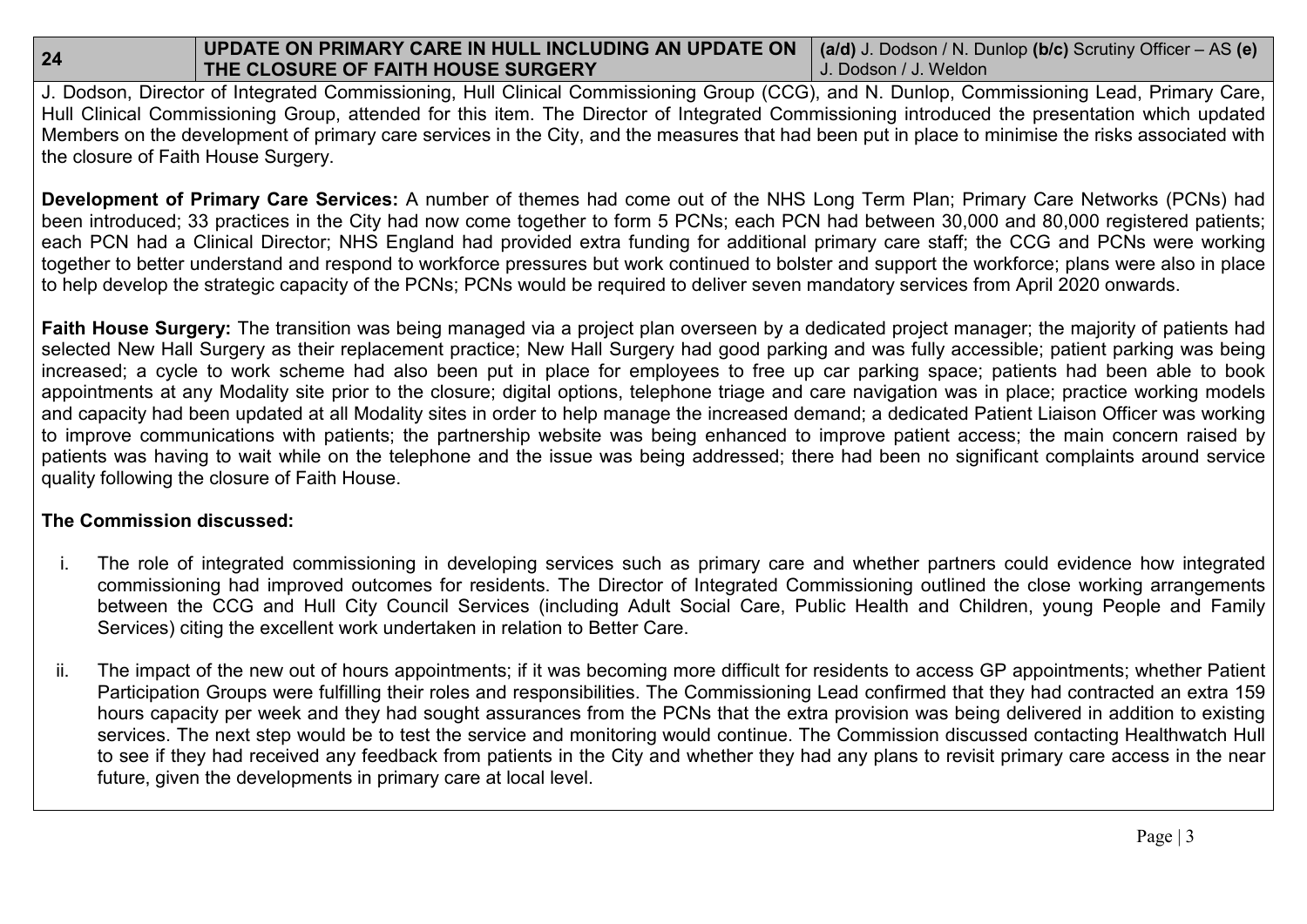| 24 | UPDATE ON PRIMARY CARE IN HULL INCLUDING AN UPDATE ON THE CLOSURE OF FAITH HOUSE SURGERY | **(a/d)** J. Dodson / N. Dunlop **(b/c)** Scrutiny Officer – AS **(e)** J. Dodson / J. Weldon |
|---|---|---|

J. Dodson, Director of Integrated Commissioning, Hull Clinical Commissioning Group (CCG), and N. Dunlop, Commissioning Lead, Primary Care, Hull Clinical Commissioning Group, attended for this item. The Director of Integrated Commissioning introduced the presentation which updated Members on the development of primary care services in the City, and the measures that had been put in place to minimise the risks associated with the closure of Faith House Surgery.

**Development of Primary Care Services:** A number of themes had come out of the NHS Long Term Plan; Primary Care Networks (PCNs) had been introduced; 33 practices in the City had now come together to form 5 PCNs; each PCN had between 30,000 and 80,000 registered patients; each PCN had a Clinical Director; NHS England had provided extra funding for additional primary care staff; the CCG and PCNs were working together to better understand and respond to workforce pressures but work continued to bolster and support the workforce; plans were also in place to help develop the strategic capacity of the PCNs; PCNs would be required to deliver seven mandatory services from April 2020 onwards.

**Faith House Surgery:** The transition was being managed via a project plan overseen by a dedicated project manager; the majority of patients had selected New Hall Surgery as their replacement practice; New Hall Surgery had good parking and was fully accessible; patient parking was being increased; a cycle to work scheme had also been put in place for employees to free up car parking space; patients had been able to book appointments at any Modality site prior to the closure; digital options, telephone triage and care navigation was in place; practice working models and capacity had been updated at all Modality sites in order to help manage the increased demand; a dedicated Patient Liaison Officer was working to improve communications with patients; the partnership website was being enhanced to improve patient access; the main concern raised by patients was having to wait while on the telephone and the issue was being addressed; there had been no significant complaints around service quality following the closure of Faith House.

**The Commission discussed:**

i. The role of integrated commissioning in developing services such as primary care and whether partners could evidence how integrated commissioning had improved outcomes for residents. The Director of Integrated Commissioning outlined the close working arrangements between the CCG and Hull City Council Services (including Adult Social Care, Public Health and Children, young People and Family Services) citing the excellent work undertaken in relation to Better Care.

ii. The impact of the new out of hours appointments; if it was becoming more difficult for residents to access GP appointments; whether Patient Participation Groups were fulfilling their roles and responsibilities. The Commissioning Lead confirmed that they had contracted an extra 159 hours capacity per week and they had sought assurances from the PCNs that the extra provision was being delivered in addition to existing services. The next step would be to test the service and monitoring would continue. The Commission discussed contacting Healthwatch Hull to see if they had received any feedback from patients in the City and whether they had any plans to revisit primary care access in the near future, given the developments in primary care at local level.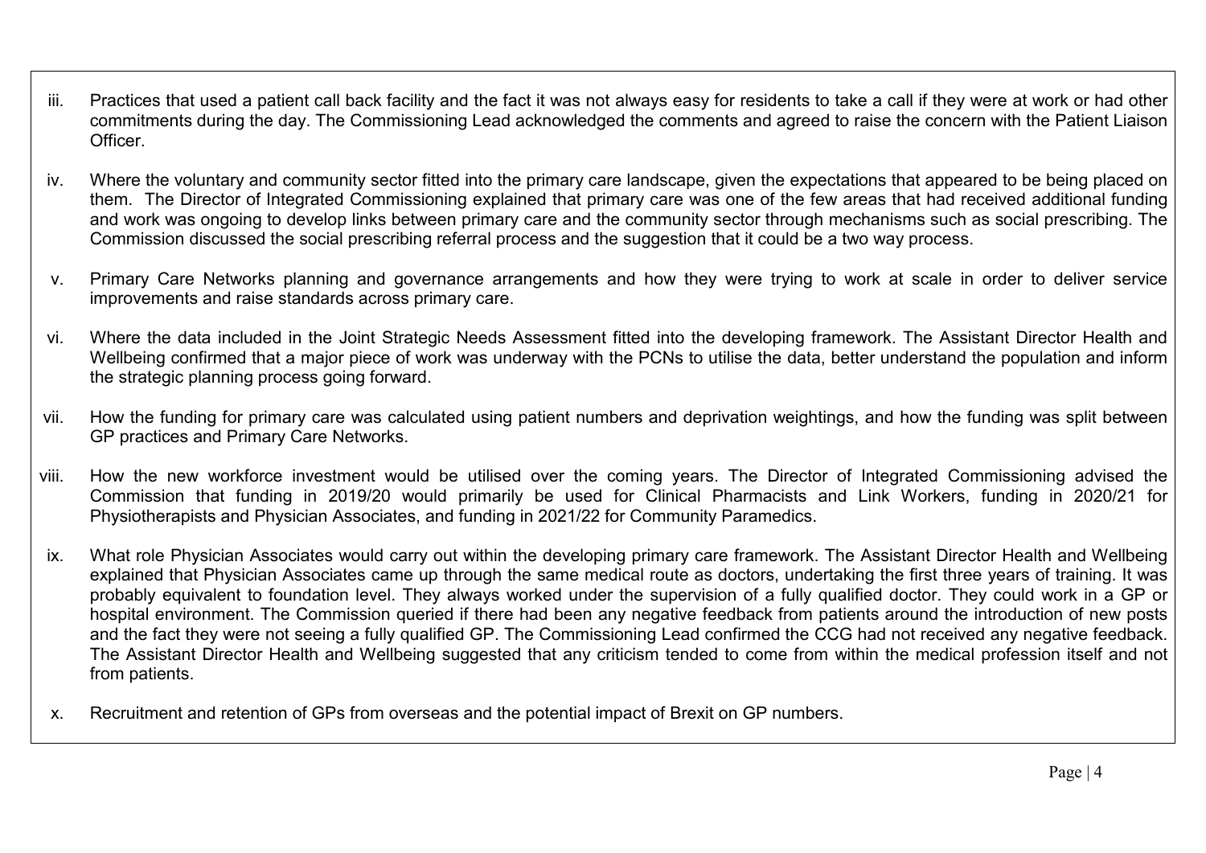iii. Practices that used a patient call back facility and the fact it was not always easy for residents to take a call if they were at work or had other commitments during the day. The Commissioning Lead acknowledged the comments and agreed to raise the concern with the Patient Liaison Officer.

iv. Where the voluntary and community sector fitted into the primary care landscape, given the expectations that appeared to be being placed on them. The Director of Integrated Commissioning explained that primary care was one of the few areas that had received additional funding and work was ongoing to develop links between primary care and the community sector through mechanisms such as social prescribing. The Commission discussed the social prescribing referral process and the suggestion that it could be a two way process.

v. Primary Care Networks planning and governance arrangements and how they were trying to work at scale in order to deliver service improvements and raise standards across primary care.

vi. Where the data included in the Joint Strategic Needs Assessment fitted into the developing framework. The Assistant Director Health and Wellbeing confirmed that a major piece of work was underway with the PCNs to utilise the data, better understand the population and inform the strategic planning process going forward.

vii. How the funding for primary care was calculated using patient numbers and deprivation weightings, and how the funding was split between GP practices and Primary Care Networks.

viii. How the new workforce investment would be utilised over the coming years. The Director of Integrated Commissioning advised the Commission that funding in 2019/20 would primarily be used for Clinical Pharmacists and Link Workers, funding in 2020/21 for Physiotherapists and Physician Associates, and funding in 2021/22 for Community Paramedics.

ix. What role Physician Associates would carry out within the developing primary care framework. The Assistant Director Health and Wellbeing explained that Physician Associates came up through the same medical route as doctors, undertaking the first three years of training. It was probably equivalent to foundation level. They always worked under the supervision of a fully qualified doctor. They could work in a GP or hospital environment. The Commission queried if there had been any negative feedback from patients around the introduction of new posts and the fact they were not seeing a fully qualified GP. The Commissioning Lead confirmed the CCG had not received any negative feedback. The Assistant Director Health and Wellbeing suggested that any criticism tended to come from within the medical profession itself and not from patients.

x. Recruitment and retention of GPs from overseas and the potential impact of Brexit on GP numbers.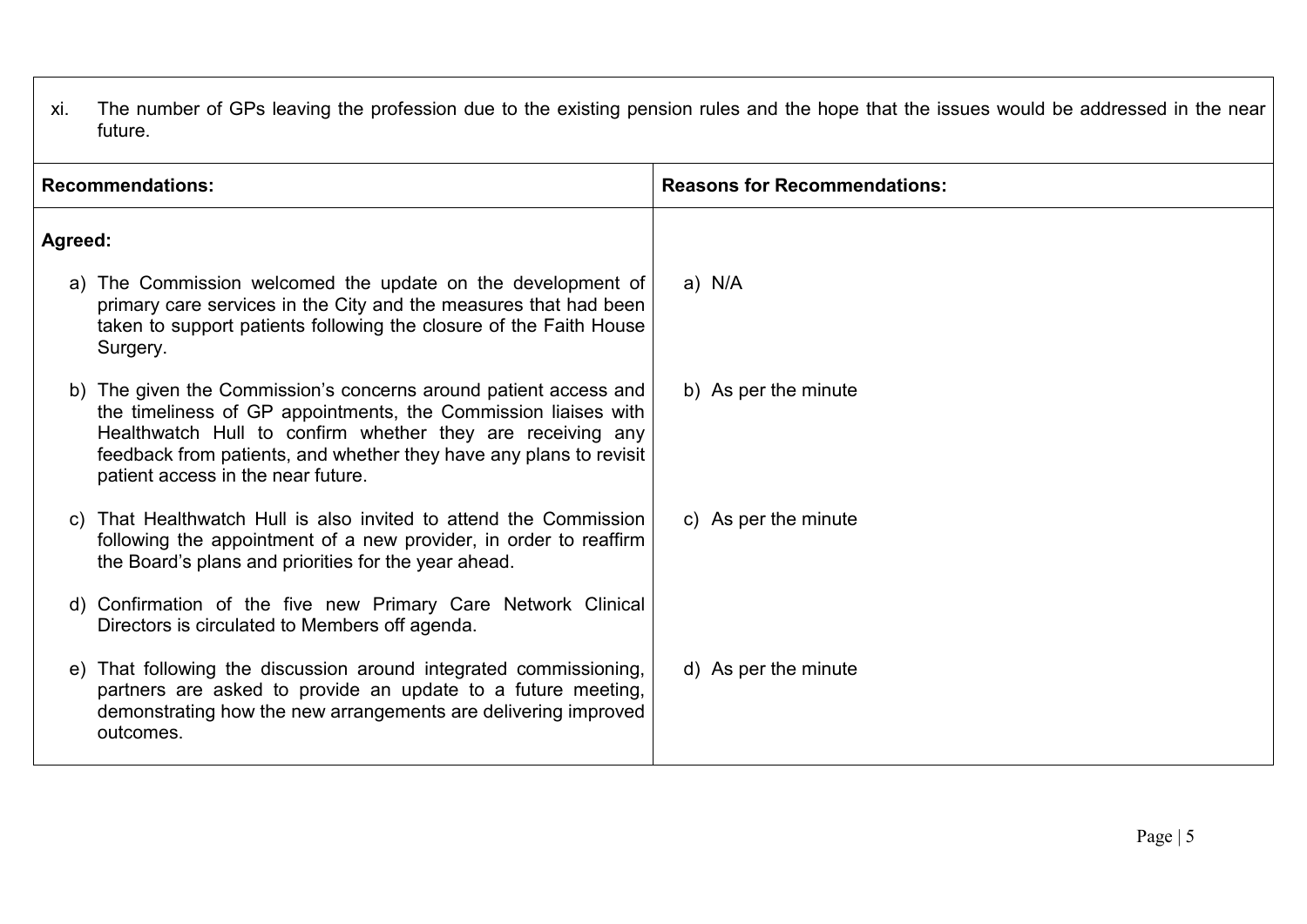xi. The number of GPs leaving the profession due to the existing pension rules and the hope that the issues would be addressed in the near future.

| Recommendations: | Reasons for Recommendations: |
| --- | --- |
| **Agreed:** | |
| a) The Commission welcomed the update on the development of primary care services in the City and the measures that had been taken to support patients following the closure of the Faith House Surgery. | a) N/A |
| b) The given the Commission's concerns around patient access and the timeliness of GP appointments, the Commission liaises with Healthwatch Hull to confirm whether they are receiving any feedback from patients, and whether they have any plans to revisit patient access in the near future. | b) As per the minute |
| c) That Healthwatch Hull is also invited to attend the Commission following the appointment of a new provider, in order to reaffirm the Board's plans and priorities for the year ahead. | c) As per the minute |
| d) Confirmation of the five new Primary Care Network Clinical Directors is circulated to Members off agenda. | |
| e) That following the discussion around integrated commissioning, partners are asked to provide an update to a future meeting, demonstrating how the new arrangements are delivering improved outcomes. | d) As per the minute |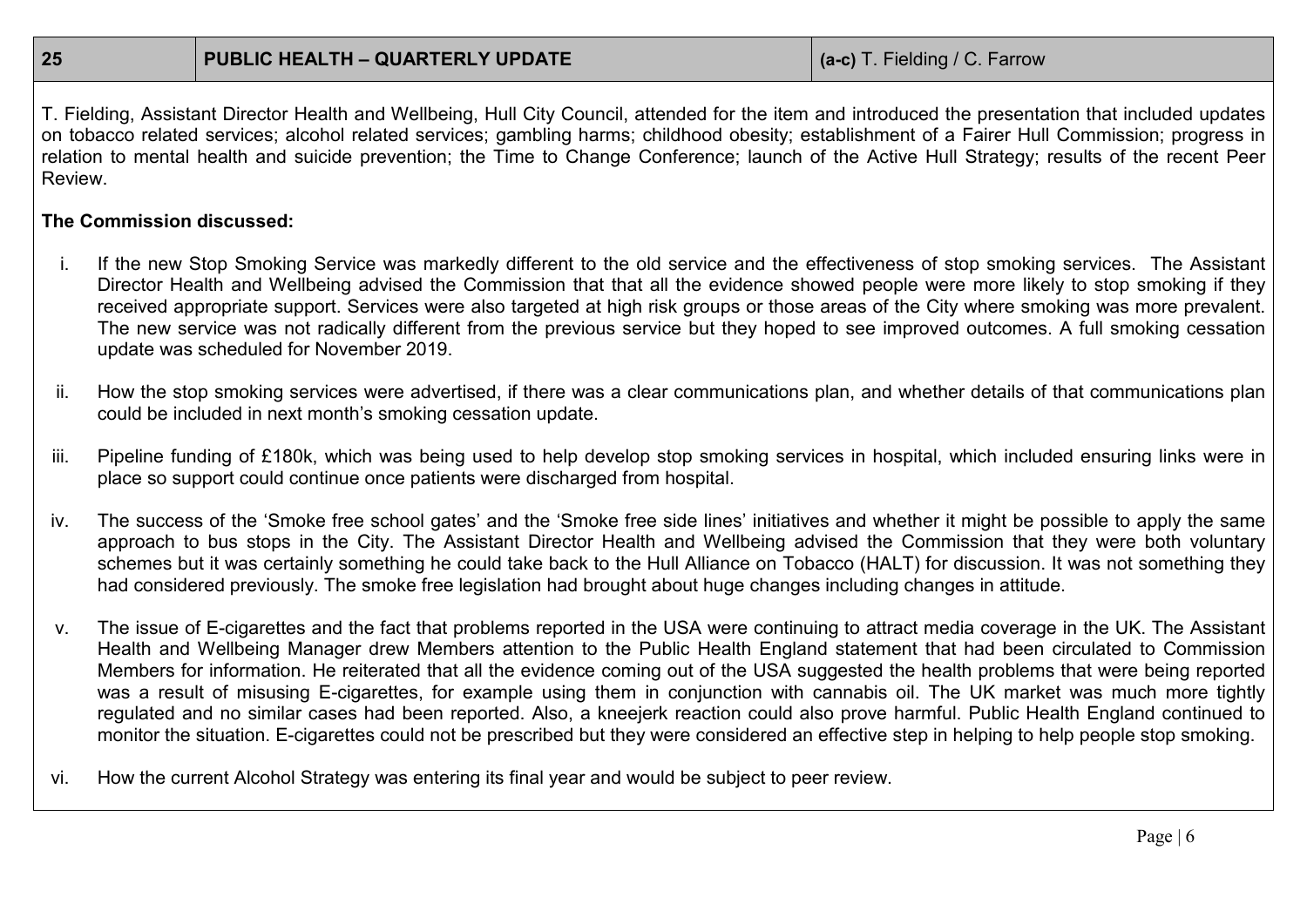| 25 | PUBLIC HEALTH – QUARTERLY UPDATE | (a-c) T. Fielding / C. Farrow |
|---|---|---|

T. Fielding, Assistant Director Health and Wellbeing, Hull City Council, attended for the item and introduced the presentation that included updates on tobacco related services; alcohol related services; gambling harms; childhood obesity; establishment of a Fairer Hull Commission; progress in relation to mental health and suicide prevention; the Time to Change Conference; launch of the Active Hull Strategy; results of the recent Peer Review.

**The Commission discussed:**

i. If the new Stop Smoking Service was markedly different to the old service and the effectiveness of stop smoking services. The Assistant Director Health and Wellbeing advised the Commission that that all the evidence showed people were more likely to stop smoking if they received appropriate support. Services were also targeted at high risk groups or those areas of the City where smoking was more prevalent. The new service was not radically different from the previous service but they hoped to see improved outcomes. A full smoking cessation update was scheduled for November 2019.

ii. How the stop smoking services were advertised, if there was a clear communications plan, and whether details of that communications plan could be included in next month's smoking cessation update.

iii. Pipeline funding of £180k, which was being used to help develop stop smoking services in hospital, which included ensuring links were in place so support could continue once patients were discharged from hospital.

iv. The success of the 'Smoke free school gates' and the 'Smoke free side lines' initiatives and whether it might be possible to apply the same approach to bus stops in the City. The Assistant Director Health and Wellbeing advised the Commission that they were both voluntary schemes but it was certainly something he could take back to the Hull Alliance on Tobacco (HALT) for discussion. It was not something they had considered previously. The smoke free legislation had brought about huge changes including changes in attitude.

v. The issue of E-cigarettes and the fact that problems reported in the USA were continuing to attract media coverage in the UK. The Assistant Health and Wellbeing Manager drew Members attention to the Public Health England statement that had been circulated to Commission Members for information. He reiterated that all the evidence coming out of the USA suggested the health problems that were being reported was a result of misusing E-cigarettes, for example using them in conjunction with cannabis oil. The UK market was much more tightly regulated and no similar cases had been reported. Also, a kneejerk reaction could also prove harmful. Public Health England continued to monitor the situation. E-cigarettes could not be prescribed but they were considered an effective step in helping to help people stop smoking.

vi. How the current Alcohol Strategy was entering its final year and would be subject to peer review.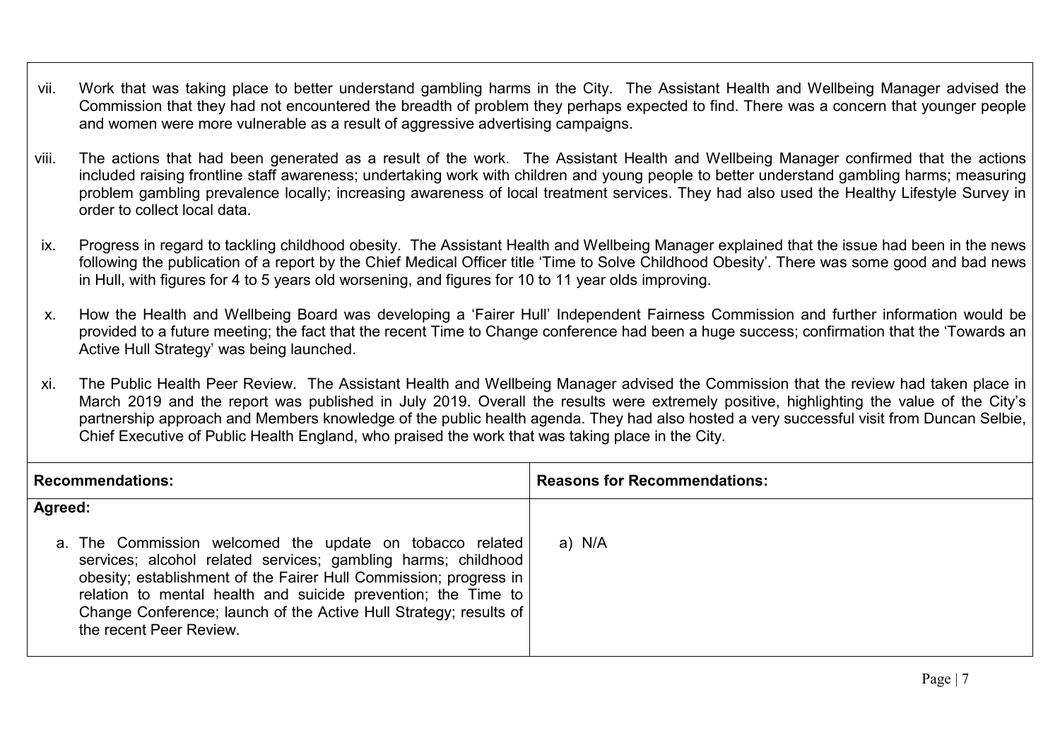vii. Work that was taking place to better understand gambling harms in the City. The Assistant Health and Wellbeing Manager advised the Commission that they had not encountered the breadth of problem they perhaps expected to find. There was a concern that younger people and women were more vulnerable as a result of aggressive advertising campaigns.

viii. The actions that had been generated as a result of the work. The Assistant Health and Wellbeing Manager confirmed that the actions included raising frontline staff awareness; undertaking work with children and young people to better understand gambling harms; measuring problem gambling prevalence locally; increasing awareness of local treatment services. They had also used the Healthy Lifestyle Survey in order to collect local data.

ix. Progress in regard to tackling childhood obesity. The Assistant Health and Wellbeing Manager explained that the issue had been in the news following the publication of a report by the Chief Medical Officer title 'Time to Solve Childhood Obesity'. There was some good and bad news in Hull, with figures for 4 to 5 years old worsening, and figures for 10 to 11 year olds improving.

x. How the Health and Wellbeing Board was developing a 'Fairer Hull' Independent Fairness Commission and further information would be provided to a future meeting; the fact that the recent Time to Change conference had been a huge success; confirmation that the 'Towards an Active Hull Strategy' was being launched.

xi. The Public Health Peer Review. The Assistant Health and Wellbeing Manager advised the Commission that the review had taken place in March 2019 and the report was published in July 2019. Overall the results were extremely positive, highlighting the value of the City's partnership approach and Members knowledge of the public health agenda. They had also hosted a very successful visit from Duncan Selbie, Chief Executive of Public Health England, who praised the work that was taking place in the City.

| **Recommendations:** | **Reasons for Recommendations:** |
|---|---|
| **Agreed:**<br><br>a. The Commission welcomed the update on tobacco related services; alcohol related services; gambling harms; childhood obesity; establishment of the Fairer Hull Commission; progress in relation to mental health and suicide prevention; the Time to Change Conference; launch of the Active Hull Strategy; results of the recent Peer Review. | a) N/A |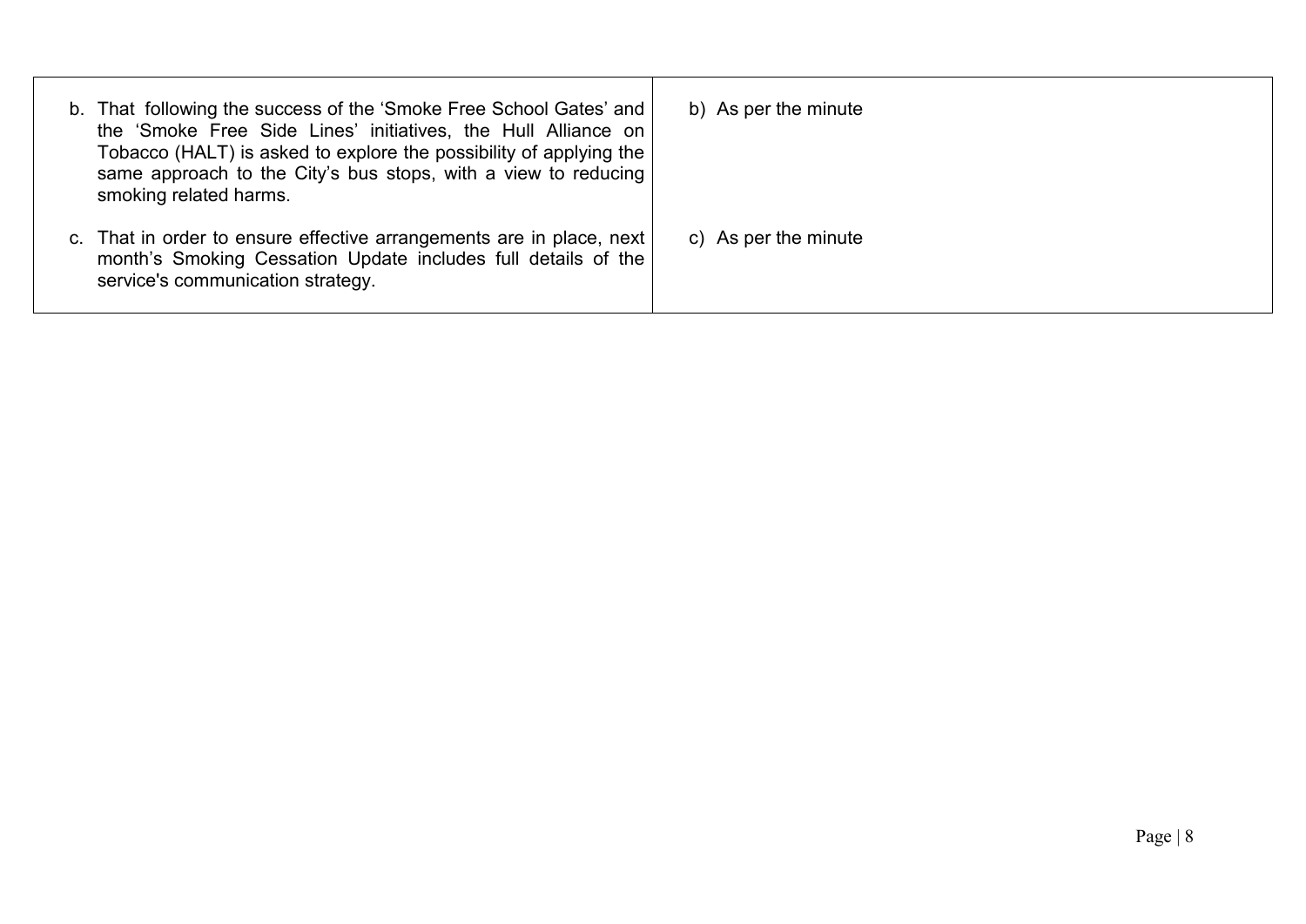| | |
|---|---|
| b. That following the success of the 'Smoke Free School Gates' and the 'Smoke Free Side Lines' initiatives, the Hull Alliance on Tobacco (HALT) is asked to explore the possibility of applying the same approach to the City's bus stops, with a view to reducing smoking related harms. | b) As per the minute |
| c. That in order to ensure effective arrangements are in place, next month's Smoking Cessation Update includes full details of the service's communication strategy. | c) As per the minute |